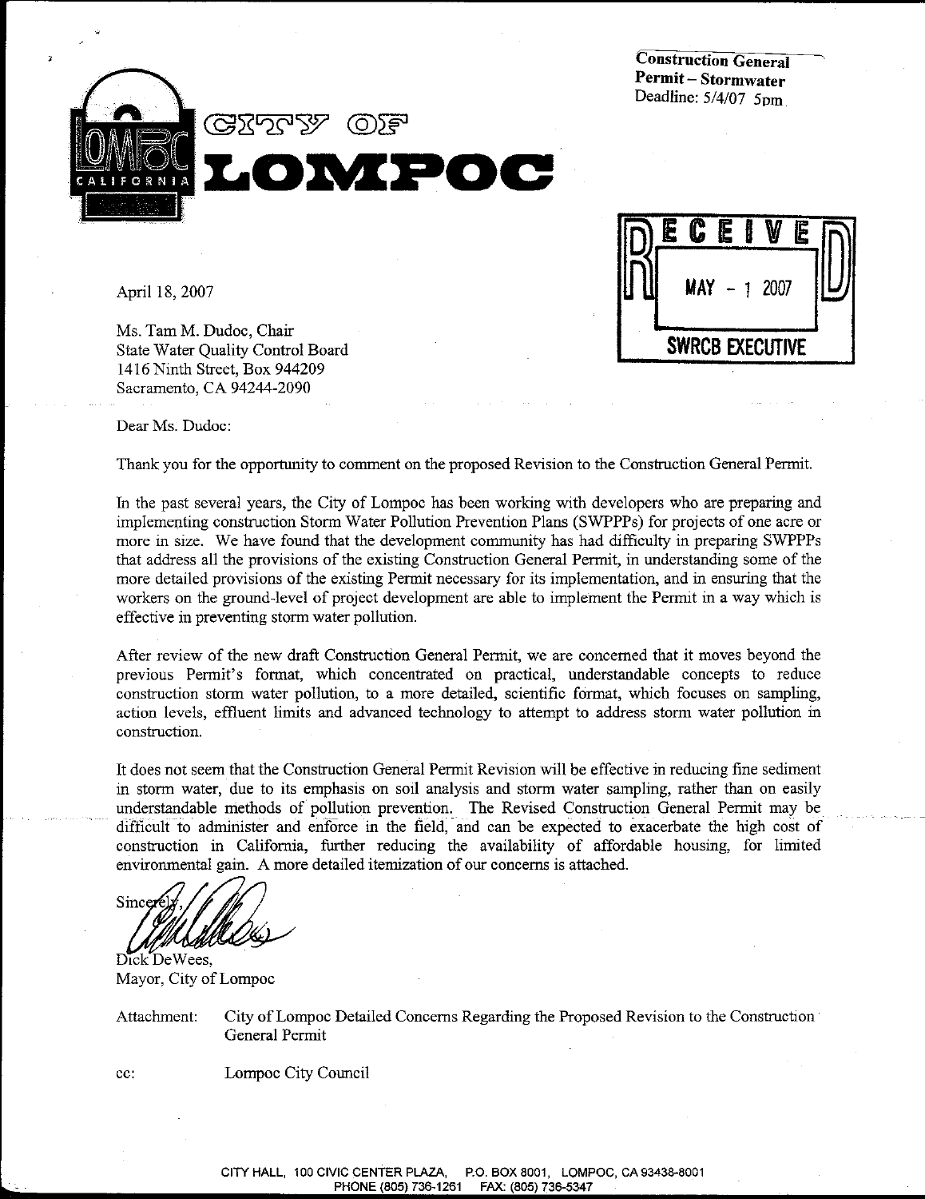**Construction General Permit – Stormwater**
Deadline: 5/4/07 5pm

# CITY OF LOMPOC

RECEIVED
MAY - 1 2007
SWRCB EXECUTIVE

April 18, 2007

Ms. Tam M. Dudoc, Chair
State Water Quality Control Board
1416 Ninth Street, Box 944209
Sacramento, CA 94244-2090

Dear Ms. Dudoc:

Thank you for the opportunity to comment on the proposed Revision to the Construction General Permit.

In the past several years, the City of Lompoc has been working with developers who are preparing and implementing construction Storm Water Pollution Prevention Plans (SWPPPs) for projects of one acre or more in size. We have found that the development community has had difficulty in preparing SWPPPs that address all the provisions of the existing Construction General Permit, in understanding some of the more detailed provisions of the existing Permit necessary for its implementation, and in ensuring that the workers on the ground-level of project development are able to implement the Permit in a way which is effective in preventing storm water pollution.

After review of the new draft Construction General Permit, we are concerned that it moves beyond the previous Permit's format, which concentrated on practical, understandable concepts to reduce construction storm water pollution, to a more detailed, scientific format, which focuses on sampling, action levels, effluent limits and advanced technology to attempt to address storm water pollution in construction.

It does not seem that the Construction General Permit Revision will be effective in reducing fine sediment in storm water, due to its emphasis on soil analysis and storm water sampling, rather than on easily understandable methods of pollution prevention. The Revised Construction General Permit may be difficult to administer and enforce in the field, and can be expected to exacerbate the high cost of construction in California, further reducing the availability of affordable housing, for limited environmental gain. A more detailed itemization of our concerns is attached.

Sincerely,

Dick DeWees,
Mayor, City of Lompoc

Attachment: City of Lompoc Detailed Concerns Regarding the Proposed Revision to the Construction General Permit

cc: Lompoc City Council

CITY HALL, 100 CIVIC CENTER PLAZA, P.O. BOX 8001, LOMPOC, CA 93438-8001
PHONE (805) 736-1261 FAX: (805) 736-5347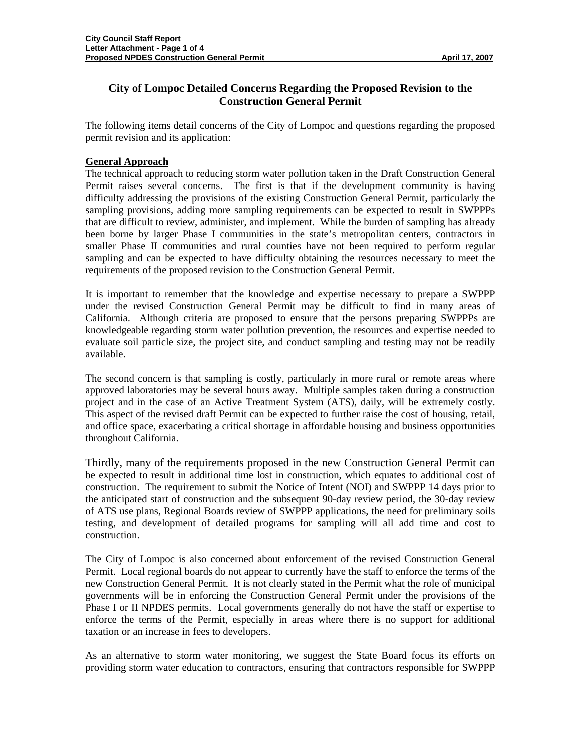# City of Lompoc Detailed Concerns Regarding the Proposed Revision to the Construction General Permit

The following items detail concerns of the City of Lompoc and questions regarding the proposed permit revision and its application:

## General Approach

The technical approach to reducing storm water pollution taken in the Draft Construction General Permit raises several concerns. The first is that if the development community is having difficulty addressing the provisions of the existing Construction General Permit, particularly the sampling provisions, adding more sampling requirements can be expected to result in SWPPPs that are difficult to review, administer, and implement. While the burden of sampling has already been borne by larger Phase I communities in the state's metropolitan centers, contractors in smaller Phase II communities and rural counties have not been required to perform regular sampling and can be expected to have difficulty obtaining the resources necessary to meet the requirements of the proposed revision to the Construction General Permit.

It is important to remember that the knowledge and expertise necessary to prepare a SWPPP under the revised Construction General Permit may be difficult to find in many areas of California. Although criteria are proposed to ensure that the persons preparing SWPPPs are knowledgeable regarding storm water pollution prevention, the resources and expertise needed to evaluate soil particle size, the project site, and conduct sampling and testing may not be readily available.

The second concern is that sampling is costly, particularly in more rural or remote areas where approved laboratories may be several hours away. Multiple samples taken during a construction project and in the case of an Active Treatment System (ATS), daily, will be extremely costly. This aspect of the revised draft Permit can be expected to further raise the cost of housing, retail, and office space, exacerbating a critical shortage in affordable housing and business opportunities throughout California.

Thirdly, many of the requirements proposed in the new Construction General Permit can be expected to result in additional time lost in construction, which equates to additional cost of construction. The requirement to submit the Notice of Intent (NOI) and SWPPP 14 days prior to the anticipated start of construction and the subsequent 90-day review period, the 30-day review of ATS use plans, Regional Boards review of SWPPP applications, the need for preliminary soils testing, and development of detailed programs for sampling will all add time and cost to construction.

The City of Lompoc is also concerned about enforcement of the revised Construction General Permit. Local regional boards do not appear to currently have the staff to enforce the terms of the new Construction General Permit. It is not clearly stated in the Permit what the role of municipal governments will be in enforcing the Construction General Permit under the provisions of the Phase I or II NPDES permits. Local governments generally do not have the staff or expertise to enforce the terms of the Permit, especially in areas where there is no support for additional taxation or an increase in fees to developers.

As an alternative to storm water monitoring, we suggest the State Board focus its efforts on providing storm water education to contractors, ensuring that contractors responsible for SWPPP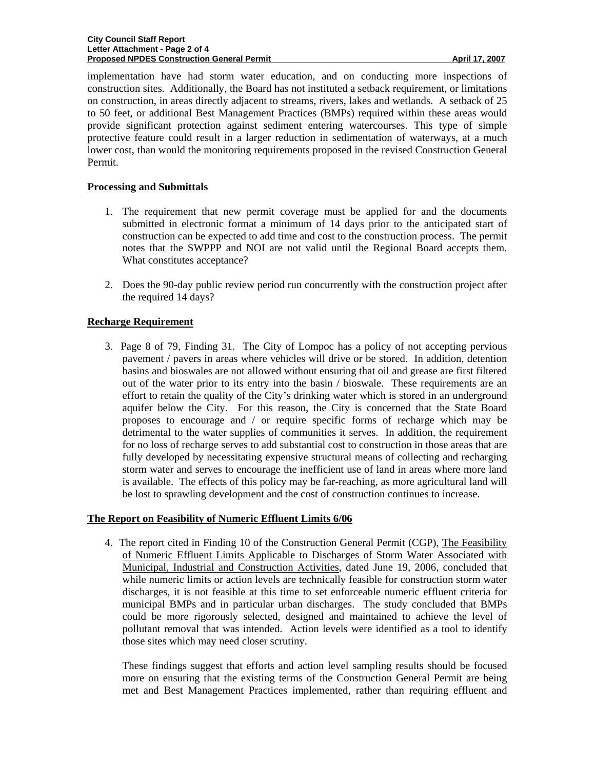implementation have had storm water education, and on conducting more inspections of construction sites. Additionally, the Board has not instituted a setback requirement, or limitations on construction, in areas directly adjacent to streams, rivers, lakes and wetlands. A setback of 25 to 50 feet, or additional Best Management Practices (BMPs) required within these areas would provide significant protection against sediment entering watercourses. This type of simple protective feature could result in a larger reduction in sedimentation of waterways, at a much lower cost, than would the monitoring requirements proposed in the revised Construction General Permit.

**Processing and Submittals**

1. The requirement that new permit coverage must be applied for and the documents submitted in electronic format a minimum of 14 days prior to the anticipated start of construction can be expected to add time and cost to the construction process. The permit notes that the SWPPP and NOI are not valid until the Regional Board accepts them. What constitutes acceptance?

2. Does the 90-day public review period run concurrently with the construction project after the required 14 days?

**Recharge Requirement**

3. Page 8 of 79, Finding 31. The City of Lompoc has a policy of not accepting pervious pavement / pavers in areas where vehicles will drive or be stored. In addition, detention basins and bioswales are not allowed without ensuring that oil and grease are first filtered out of the water prior to its entry into the basin / bioswale. These requirements are an effort to retain the quality of the City's drinking water which is stored in an underground aquifer below the City. For this reason, the City is concerned that the State Board proposes to encourage and / or require specific forms of recharge which may be detrimental to the water supplies of communities it serves. In addition, the requirement for no loss of recharge serves to add substantial cost to construction in those areas that are fully developed by necessitating expensive structural means of collecting and recharging storm water and serves to encourage the inefficient use of land in areas where more land is available. The effects of this policy may be far-reaching, as more agricultural land will be lost to sprawling development and the cost of construction continues to increase.

**The Report on Feasibility of Numeric Effluent Limits 6/06**

4. The report cited in Finding 10 of the Construction General Permit (CGP), The Feasibility of Numeric Effluent Limits Applicable to Discharges of Storm Water Associated with Municipal, Industrial and Construction Activities, dated June 19, 2006, concluded that while numeric limits or action levels are technically feasible for construction storm water discharges, it is not feasible at this time to set enforceable numeric effluent criteria for municipal BMPs and in particular urban discharges. The study concluded that BMPs could be more rigorously selected, designed and maintained to achieve the level of pollutant removal that was intended. Action levels were identified as a tool to identify those sites which may need closer scrutiny.

   These findings suggest that efforts and action level sampling results should be focused more on ensuring that the existing terms of the Construction General Permit are being met and Best Management Practices implemented, rather than requiring effluent and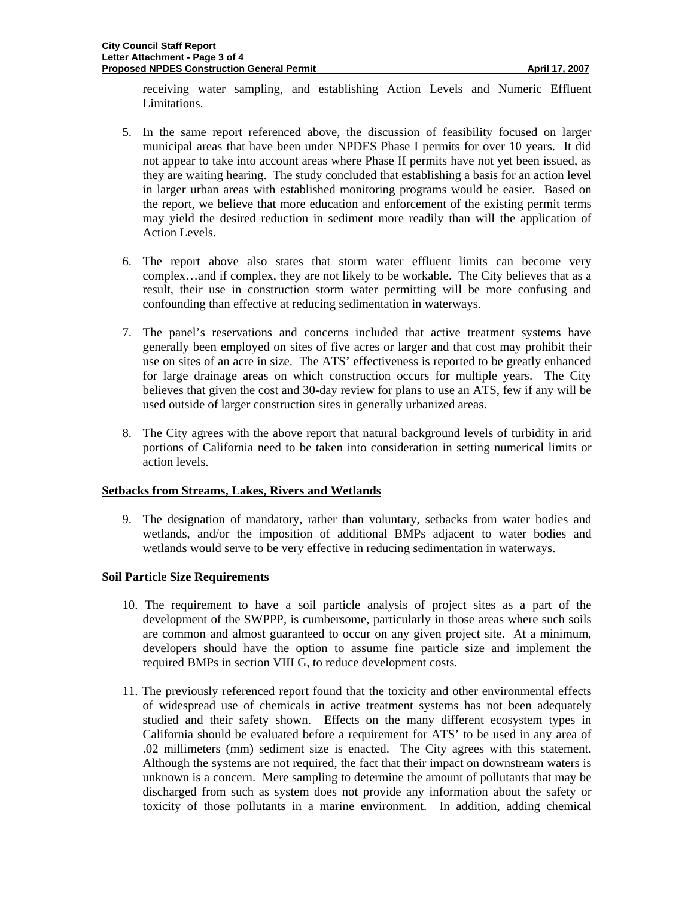receiving water sampling, and establishing Action Levels and Numeric Effluent Limitations.

5. In the same report referenced above, the discussion of feasibility focused on larger municipal areas that have been under NPDES Phase I permits for over 10 years. It did not appear to take into account areas where Phase II permits have not yet been issued, as they are waiting hearing. The study concluded that establishing a basis for an action level in larger urban areas with established monitoring programs would be easier. Based on the report, we believe that more education and enforcement of the existing permit terms may yield the desired reduction in sediment more readily than will the application of Action Levels.

6. The report above also states that storm water effluent limits can become very complex…and if complex, they are not likely to be workable. The City believes that as a result, their use in construction storm water permitting will be more confusing and confounding than effective at reducing sedimentation in waterways.

7. The panel's reservations and concerns included that active treatment systems have generally been employed on sites of five acres or larger and that cost may prohibit their use on sites of an acre in size. The ATS' effectiveness is reported to be greatly enhanced for large drainage areas on which construction occurs for multiple years. The City believes that given the cost and 30-day review for plans to use an ATS, few if any will be used outside of larger construction sites in generally urbanized areas.

8. The City agrees with the above report that natural background levels of turbidity in arid portions of California need to be taken into consideration in setting numerical limits or action levels.

**Setbacks from Streams, Lakes, Rivers and Wetlands**

9. The designation of mandatory, rather than voluntary, setbacks from water bodies and wetlands, and/or the imposition of additional BMPs adjacent to water bodies and wetlands would serve to be very effective in reducing sedimentation in waterways.

**Soil Particle Size Requirements**

10. The requirement to have a soil particle analysis of project sites as a part of the development of the SWPPP, is cumbersome, particularly in those areas where such soils are common and almost guaranteed to occur on any given project site. At a minimum, developers should have the option to assume fine particle size and implement the required BMPs in section VIII G, to reduce development costs.

11. The previously referenced report found that the toxicity and other environmental effects of widespread use of chemicals in active treatment systems has not been adequately studied and their safety shown. Effects on the many different ecosystem types in California should be evaluated before a requirement for ATS' to be used in any area of .02 millimeters (mm) sediment size is enacted. The City agrees with this statement. Although the systems are not required, the fact that their impact on downstream waters is unknown is a concern. Mere sampling to determine the amount of pollutants that may be discharged from such as system does not provide any information about the safety or toxicity of those pollutants in a marine environment. In addition, adding chemical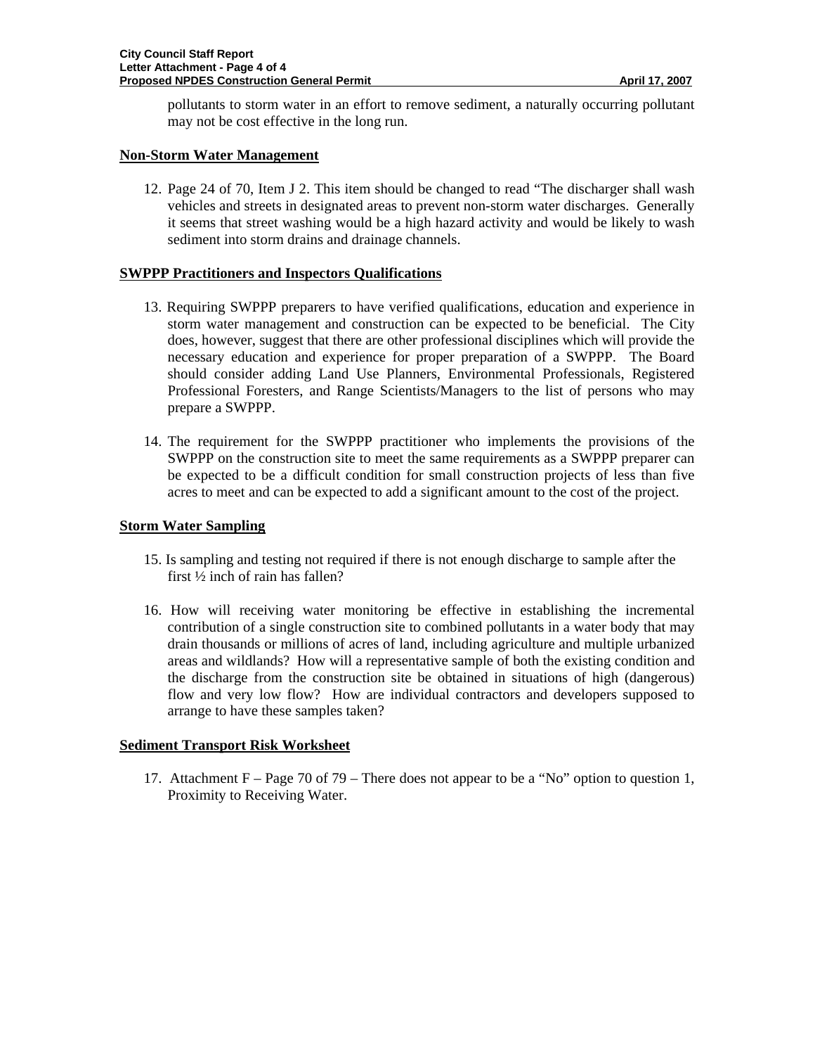pollutants to storm water in an effort to remove sediment, a naturally occurring pollutant may not be cost effective in the long run.

**Non-Storm Water Management**

12. Page 24 of 70, Item J 2. This item should be changed to read "The discharger shall wash vehicles and streets in designated areas to prevent non-storm water discharges. Generally it seems that street washing would be a high hazard activity and would be likely to wash sediment into storm drains and drainage channels.

**SWPPP Practitioners and Inspectors Qualifications**

13. Requiring SWPPP preparers to have verified qualifications, education and experience in storm water management and construction can be expected to be beneficial. The City does, however, suggest that there are other professional disciplines which will provide the necessary education and experience for proper preparation of a SWPPP. The Board should consider adding Land Use Planners, Environmental Professionals, Registered Professional Foresters, and Range Scientists/Managers to the list of persons who may prepare a SWPPP.

14. The requirement for the SWPPP practitioner who implements the provisions of the SWPPP on the construction site to meet the same requirements as a SWPPP preparer can be expected to be a difficult condition for small construction projects of less than five acres to meet and can be expected to add a significant amount to the cost of the project.

**Storm Water Sampling**

15. Is sampling and testing not required if there is not enough discharge to sample after the first ½ inch of rain has fallen?

16. How will receiving water monitoring be effective in establishing the incremental contribution of a single construction site to combined pollutants in a water body that may drain thousands or millions of acres of land, including agriculture and multiple urbanized areas and wildlands? How will a representative sample of both the existing condition and the discharge from the construction site be obtained in situations of high (dangerous) flow and very low flow? How are individual contractors and developers supposed to arrange to have these samples taken?

**Sediment Transport Risk Worksheet**

17. Attachment F – Page 70 of 79 – There does not appear to be a "No" option to question 1, Proximity to Receiving Water.